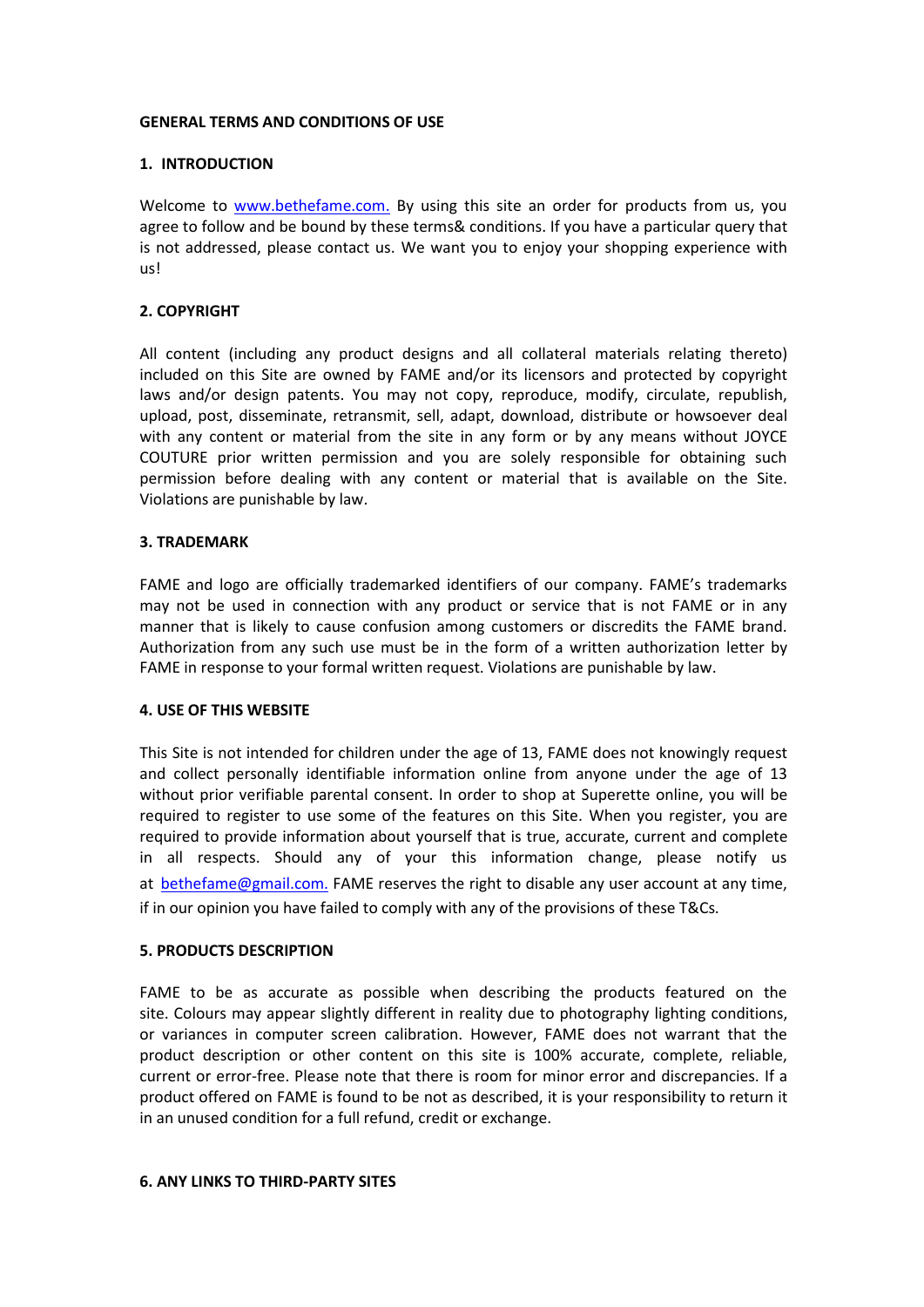**GENERAL TERMS AND CONDITIONS OF USE**

**1. INTRODUCTION**

Welcome to [www.bethefame.com.](www.bethefame.com) By using this site an order for products from us, you agree to follow and be bound by these terms& conditions. If you have a particular query that is not addressed, please contact us. We want you to enjoy your shopping experience with us!

**2. COPYRIGHT**

All content (including any product designs and all collateral materials relating thereto) included on this Site are owned by FAME and/or its licensors and protected by copyright laws and/or design patents. You may not copy, reproduce, modify, circulate, republish, upload, post, disseminate, retransmit, sell, adapt, download, distribute or howsoever deal with any content or material from the site in any form or by any means without JOYCE COUTURE prior written permission and you are solely responsible for obtaining such permission before dealing with any content or material that is available on the Site. Violations are punishable by law.

**3. TRADEMARK**

FAME and logo are officially trademarked identifiers of our company. FAME's trademarks may not be used in connection with any product or service that is not FAME or in any manner that is likely to cause confusion among customers or discredits the FAME brand. Authorization from any such use must be in the form of a written authorization letter by FAME in response to your formal written request. Violations are punishable by law.

**4. USE OF THIS WEBSITE**

This Site is not intended for children under the age of 13, FAME does not knowingly request and collect personally identifiable information online from anyone under the age of 13 without prior verifiable parental consent. In order to shop at Superette online, you will be required to register to use some of the features on this Site. When you register, you are required to provide information about yourself that is true, accurate, current and complete in all respects. Should any of your this information change, please notify us at [bethefame@gmail.com.](mailto:bethefame@gmail.com) FAME reserves the right to disable any user account at any time, if in our opinion you have failed to comply with any of the provisions of these T&Cs.

**5. PRODUCTS DESCRIPTION**

FAME to be as accurate as possible when describing the products featured on the site. Colours may appear slightly different in reality due to photography lighting conditions, or variances in computer screen calibration. However, FAME does not warrant that the product description or other content on this site is 100% accurate, complete, reliable, current or error-free. Please note that there is room for minor error and discrepancies. If a product offered on FAME is found to be not as described, it is your responsibility to return it in an unused condition for a full refund, credit or exchange.

**6. ANY LINKS TO THIRD-PARTY SITES**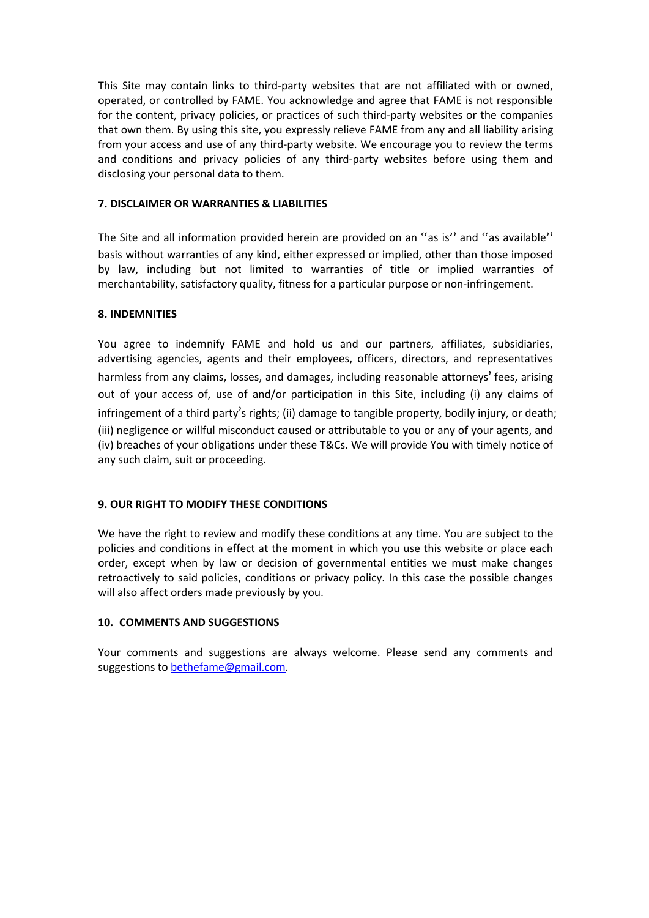This Site may contain links to third-party websites that are not affiliated with or owned, operated, or controlled by FAME. You acknowledge and agree that FAME is not responsible for the content, privacy policies, or practices of such third-party websites or the companies that own them. By using this site, you expressly relieve FAME from any and all liability arising from your access and use of any third-party website. We encourage you to review the terms and conditions and privacy policies of any third-party websites before using them and disclosing your personal data to them.

**7. DISCLAIMER OR WARRANTIES & LIABILITIES**

The Site and all information provided herein are provided on an ''as is'' and ''as available'' basis without warranties of any kind, either expressed or implied, other than those imposed by law, including but not limited to warranties of title or implied warranties of merchantability, satisfactory quality, fitness for a particular purpose or non-infringement.

**8. INDEMNITIES**

You agree to indemnify FAME and hold us and our partners, affiliates, subsidiaries, advertising agencies, agents and their employees, officers, directors, and representatives harmless from any claims, losses, and damages, including reasonable attorneys' fees, arising out of your access of, use of and/or participation in this Site, including (i) any claims of infringement of a third party's rights; (ii) damage to tangible property, bodily injury, or death; (iii) negligence or willful misconduct caused or attributable to you or any of your agents, and (iv) breaches of your obligations under these T&Cs. We will provide You with timely notice of any such claim, suit or proceeding.

**9. OUR RIGHT TO MODIFY THESE CONDITIONS**

We have the right to review and modify these conditions at any time. You are subject to the policies and conditions in effect at the moment in which you use this website or place each order, except when by law or decision of governmental entities we must make changes retroactively to said policies, conditions or privacy policy. In this case the possible changes will also affect orders made previously by you.

**10. COMMENTS AND SUGGESTIONS**

Your comments and suggestions are always welcome. Please send any comments and suggestions to bethefame@gmail.com.